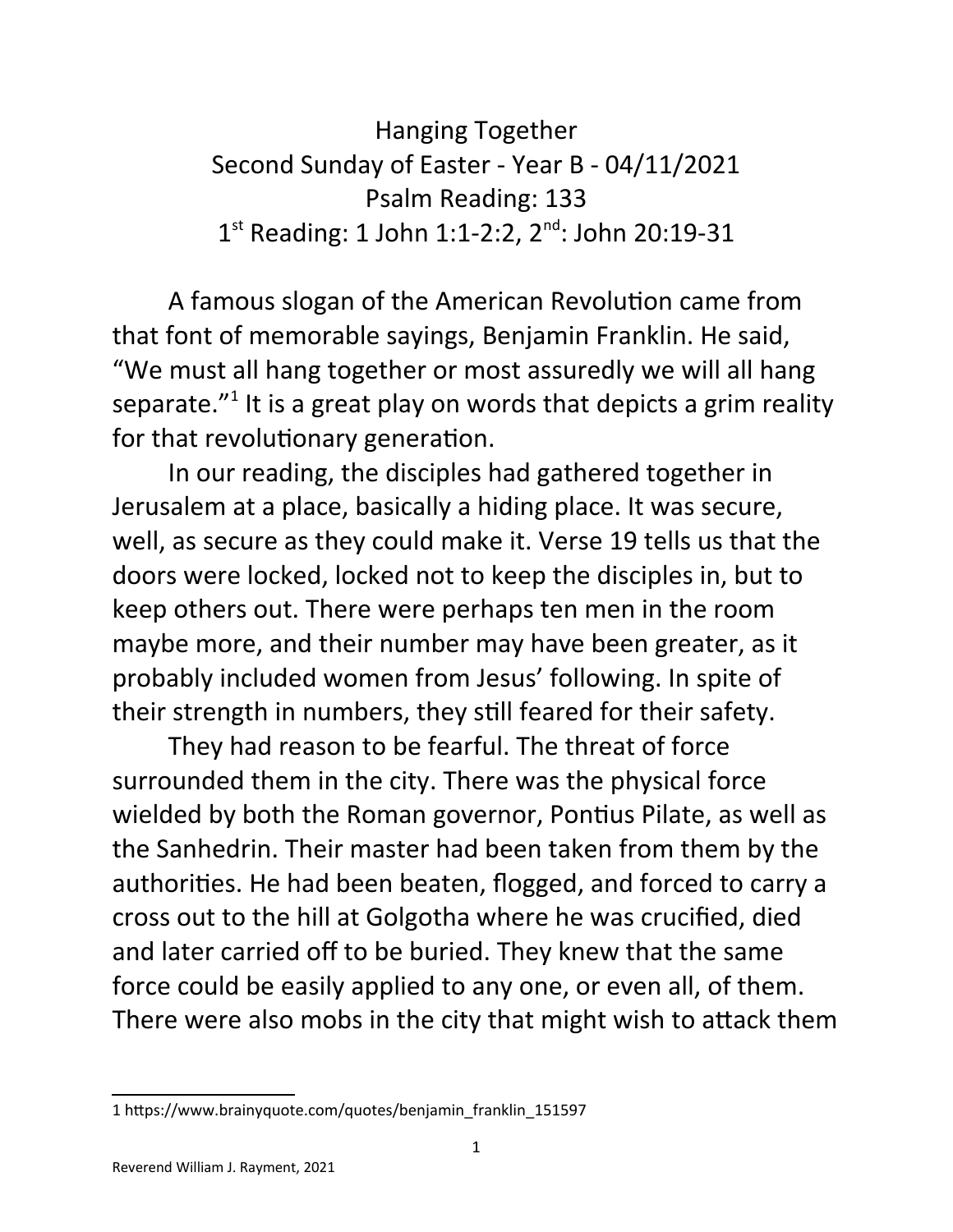# Hanging Together

## Second Sunday of Easter - Year B - 04/11/2021

## Psalm Reading: 133

## 1st Reading: 1 John 1:1-2:2, 2nd: John 20:19-31

A famous slogan of the American Revolution came from that font of memorable sayings, Benjamin Franklin. He said, "We must all hang together or most assuredly we will all hang separate."[1] It is a great play on words that depicts a grim reality for that revolutionary generation.

In our reading, the disciples had gathered together in Jerusalem at a place, basically a hiding place. It was secure, well, as secure as they could make it. Verse 19 tells us that the doors were locked, locked not to keep the disciples in, but to keep others out. There were perhaps ten men in the room maybe more, and their number may have been greater, as it probably included women from Jesus' following. In spite of their strength in numbers, they still feared for their safety.

They had reason to be fearful. The threat of force surrounded them in the city. There was the physical force wielded by both the Roman governor, Pontius Pilate, as well as the Sanhedrin. Their master had been taken from them by the authorities. He had been beaten, flogged, and forced to carry a cross out to the hill at Golgotha where he was crucified, died and later carried off to be buried. They knew that the same force could be easily applied to any one, or even all, of them. There were also mobs in the city that might wish to attack them

---

1 https://www.brainyquote.com/quotes/benjamin_franklin_151597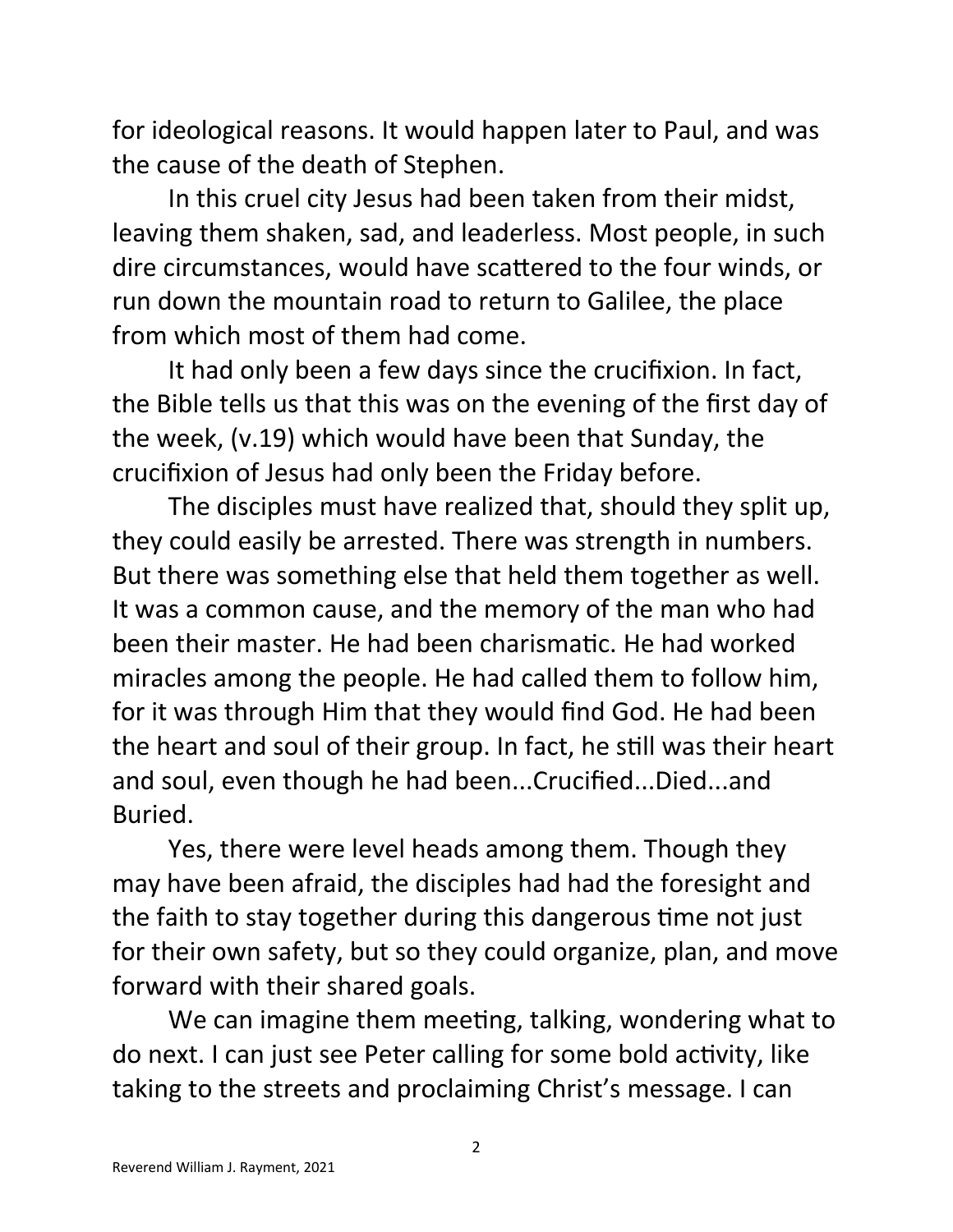for ideological reasons. It would happen later to Paul, and was the cause of the death of Stephen.

In this cruel city Jesus had been taken from their midst, leaving them shaken, sad, and leaderless. Most people, in such dire circumstances, would have scattered to the four winds, or run down the mountain road to return to Galilee, the place from which most of them had come.

It had only been a few days since the crucifixion. In fact, the Bible tells us that this was on the evening of the first day of the week, (v.19) which would have been that Sunday, the crucifixion of Jesus had only been the Friday before.

The disciples must have realized that, should they split up, they could easily be arrested. There was strength in numbers. But there was something else that held them together as well. It was a common cause, and the memory of the man who had been their master. He had been charismatic. He had worked miracles among the people. He had called them to follow him, for it was through Him that they would find God. He had been the heart and soul of their group. In fact, he still was their heart and soul, even though he had been...Crucified...Died...and Buried.

Yes, there were level heads among them. Though they may have been afraid, the disciples had had the foresight and the faith to stay together during this dangerous time not just for their own safety, but so they could organize, plan, and move forward with their shared goals.

We can imagine them meeting, talking, wondering what to do next. I can just see Peter calling for some bold activity, like taking to the streets and proclaiming Christ's message. I can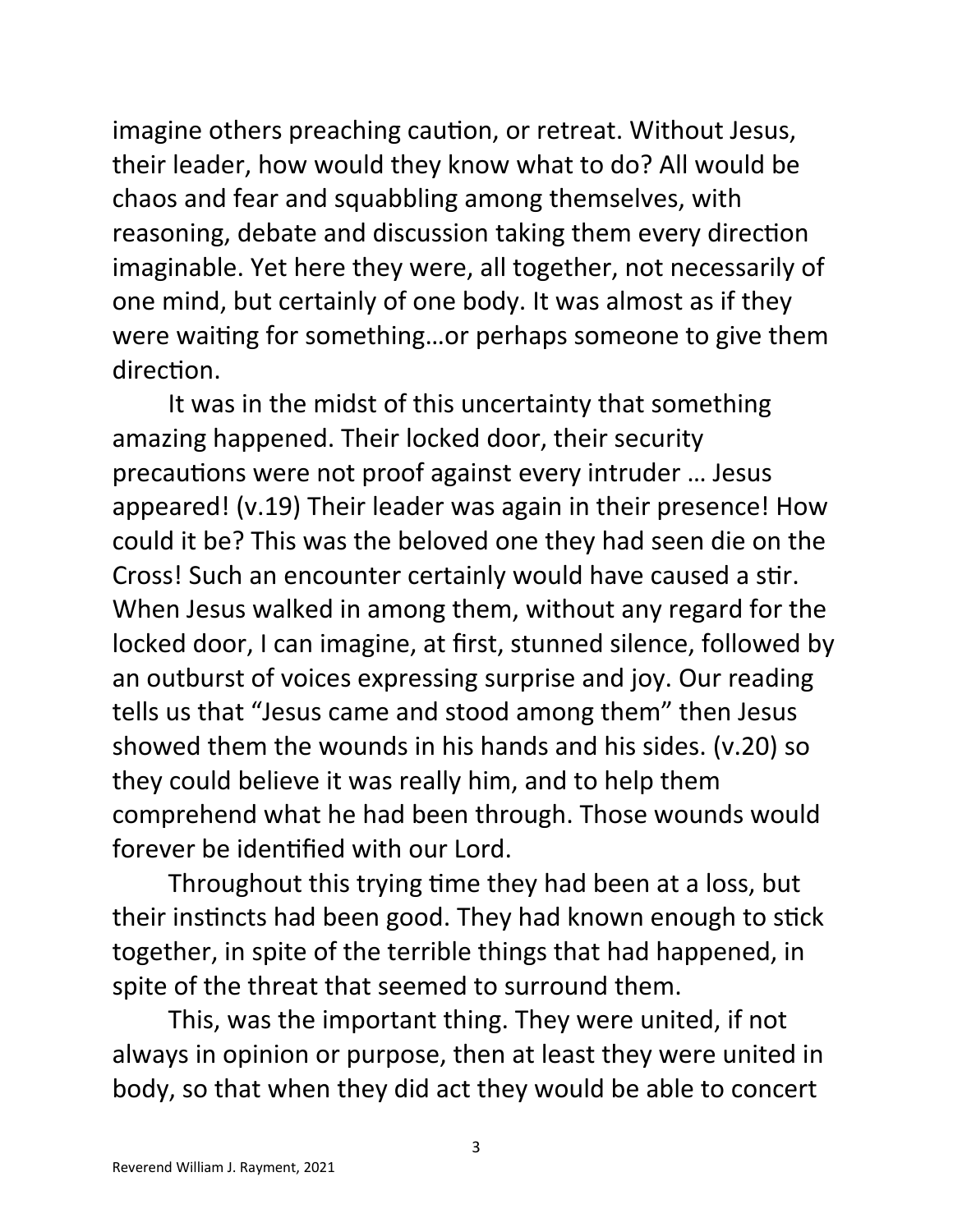imagine others preaching caution, or retreat. Without Jesus, their leader, how would they know what to do? All would be chaos and fear and squabbling among themselves, with reasoning, debate and discussion taking them every direction imaginable. Yet here they were, all together, not necessarily of one mind, but certainly of one body. It was almost as if they were waiting for something…or perhaps someone to give them direction.

It was in the midst of this uncertainty that something amazing happened. Their locked door, their security precautions were not proof against every intruder … Jesus appeared! (v.19) Their leader was again in their presence! How could it be? This was the beloved one they had seen die on the Cross! Such an encounter certainly would have caused a stir. When Jesus walked in among them, without any regard for the locked door, I can imagine, at first, stunned silence, followed by an outburst of voices expressing surprise and joy. Our reading tells us that "Jesus came and stood among them" then Jesus showed them the wounds in his hands and his sides. (v.20) so they could believe it was really him, and to help them comprehend what he had been through. Those wounds would forever be identified with our Lord.

Throughout this trying time they had been at a loss, but their instincts had been good. They had known enough to stick together, in spite of the terrible things that had happened, in spite of the threat that seemed to surround them.

This, was the important thing. They were united, if not always in opinion or purpose, then at least they were united in body, so that when they did act they would be able to concert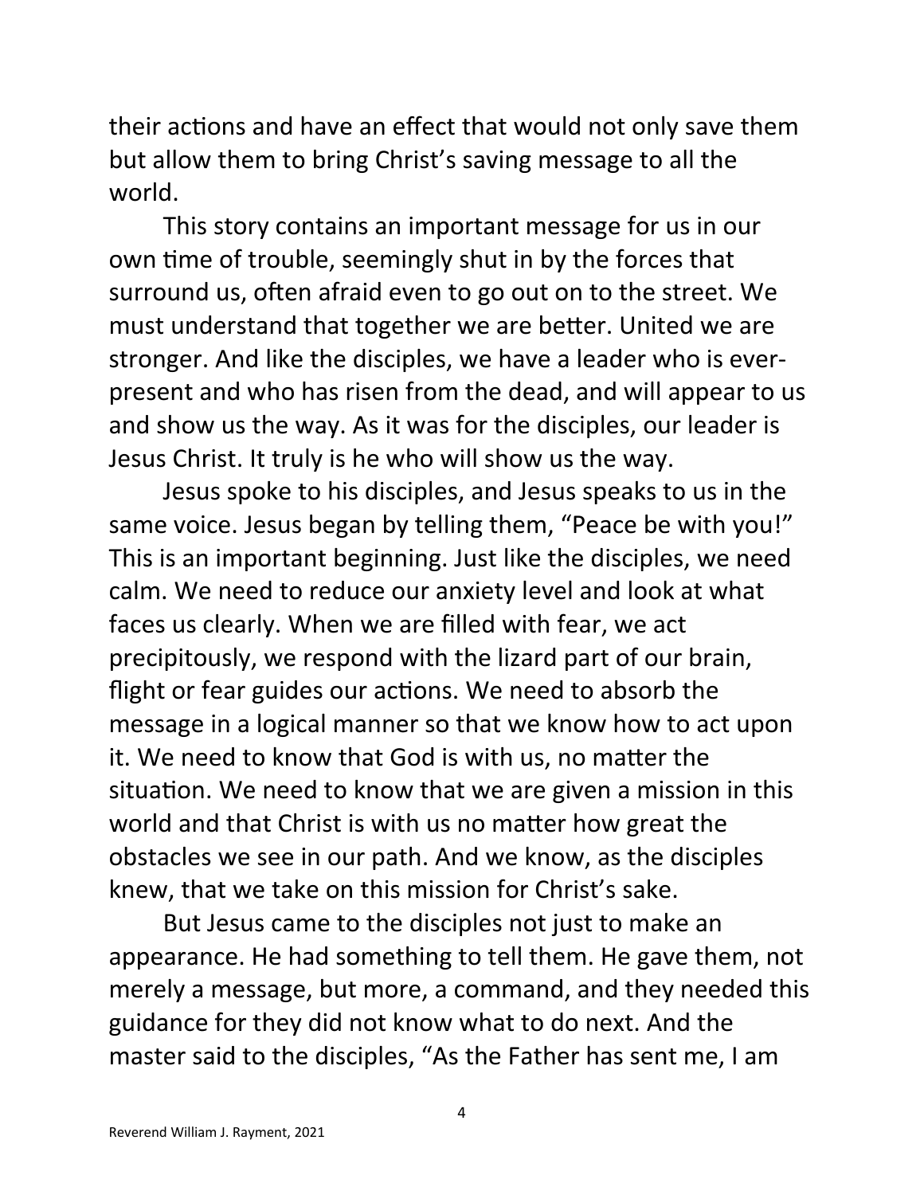their actions and have an effect that would not only save them but allow them to bring Christ's saving message to all the world.

This story contains an important message for us in our own time of trouble, seemingly shut in by the forces that surround us, often afraid even to go out on to the street. We must understand that together we are better. United we are stronger. And like the disciples, we have a leader who is ever-present and who has risen from the dead, and will appear to us and show us the way. As it was for the disciples, our leader is Jesus Christ. It truly is he who will show us the way.

Jesus spoke to his disciples, and Jesus speaks to us in the same voice. Jesus began by telling them, "Peace be with you!" This is an important beginning. Just like the disciples, we need calm. We need to reduce our anxiety level and look at what faces us clearly. When we are filled with fear, we act precipitously, we respond with the lizard part of our brain, flight or fear guides our actions. We need to absorb the message in a logical manner so that we know how to act upon it. We need to know that God is with us, no matter the situation. We need to know that we are given a mission in this world and that Christ is with us no matter how great the obstacles we see in our path. And we know, as the disciples knew, that we take on this mission for Christ's sake.

But Jesus came to the disciples not just to make an appearance. He had something to tell them. He gave them, not merely a message, but more, a command, and they needed this guidance for they did not know what to do next. And the master said to the disciples, "As the Father has sent me, I am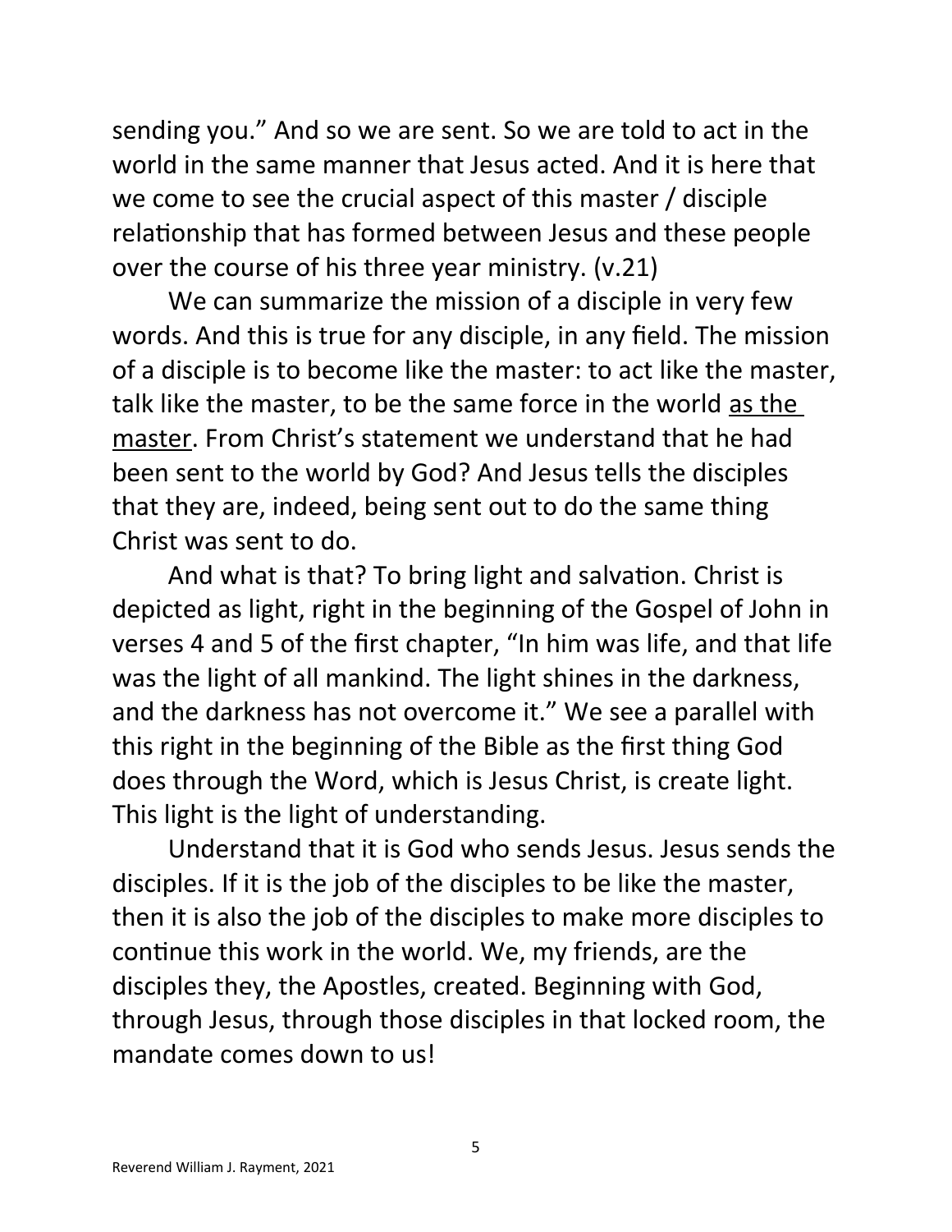sending you." And so we are sent. So we are told to act in the world in the same manner that Jesus acted. And it is here that we come to see the crucial aspect of this master / disciple relationship that has formed between Jesus and these people over the course of his three year ministry. (v.21)

We can summarize the mission of a disciple in very few words. And this is true for any disciple, in any field. The mission of a disciple is to become like the master: to act like the master, talk like the master, to be the same force in the world <u>as the master</u>. From Christ's statement we understand that he had been sent to the world by God? And Jesus tells the disciples that they are, indeed, being sent out to do the same thing Christ was sent to do.

And what is that? To bring light and salvation. Christ is depicted as light, right in the beginning of the Gospel of John in verses 4 and 5 of the first chapter, "In him was life, and that life was the light of all mankind. The light shines in the darkness, and the darkness has not overcome it." We see a parallel with this right in the beginning of the Bible as the first thing God does through the Word, which is Jesus Christ, is create light. This light is the light of understanding.

Understand that it is God who sends Jesus. Jesus sends the disciples. If it is the job of the disciples to be like the master, then it is also the job of the disciples to make more disciples to continue this work in the world. We, my friends, are the disciples they, the Apostles, created. Beginning with God, through Jesus, through those disciples in that locked room, the mandate comes down to us!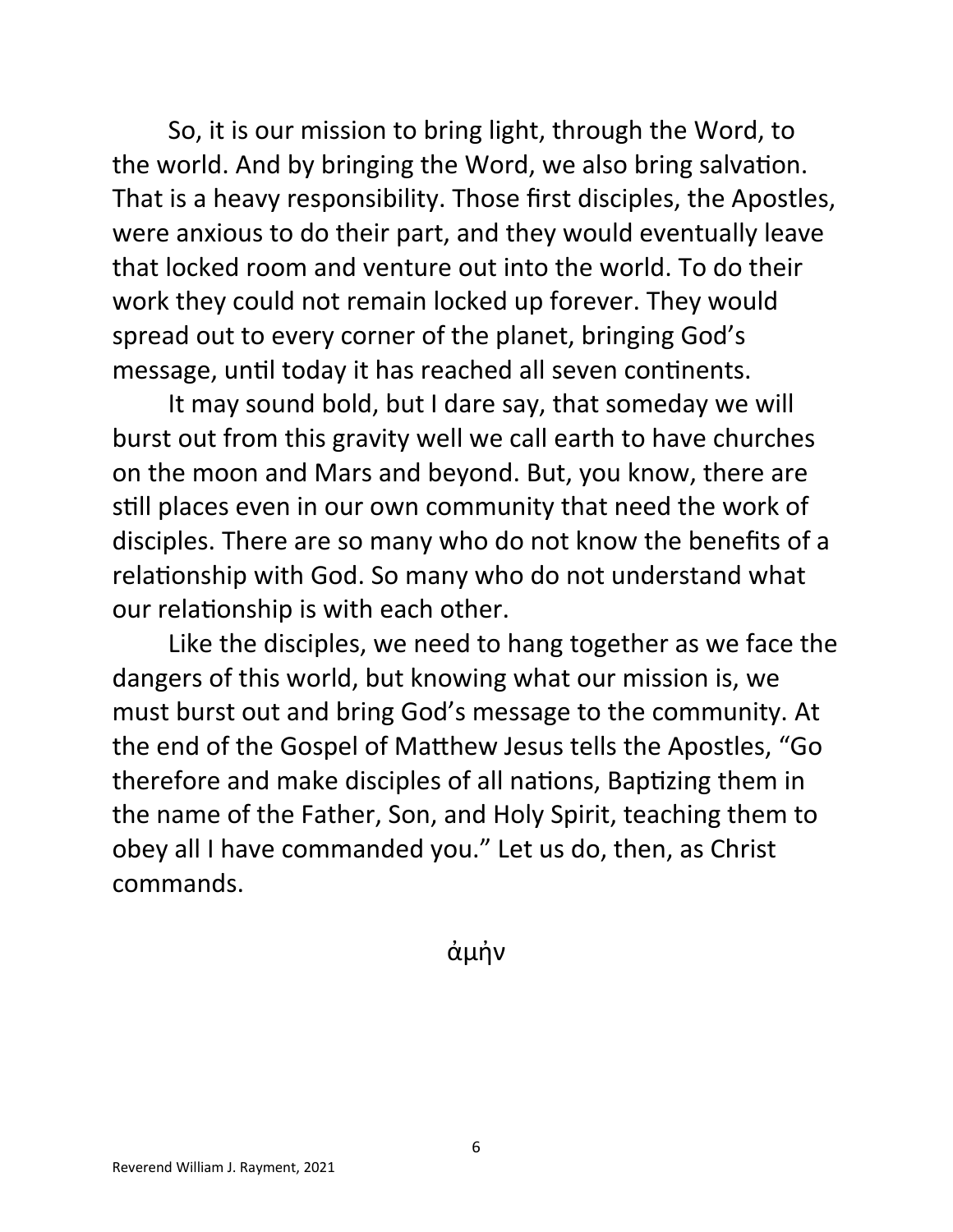So, it is our mission to bring light, through the Word, to the world. And by bringing the Word, we also bring salvation. That is a heavy responsibility. Those first disciples, the Apostles, were anxious to do their part, and they would eventually leave that locked room and venture out into the world. To do their work they could not remain locked up forever. They would spread out to every corner of the planet, bringing God's message, until today it has reached all seven continents.

It may sound bold, but I dare say, that someday we will burst out from this gravity well we call earth to have churches on the moon and Mars and beyond. But, you know, there are still places even in our own community that need the work of disciples. There are so many who do not know the benefits of a relationship with God. So many who do not understand what our relationship is with each other.

Like the disciples, we need to hang together as we face the dangers of this world, but knowing what our mission is, we must burst out and bring God's message to the community. At the end of the Gospel of Matthew Jesus tells the Apostles, "Go therefore and make disciples of all nations, Baptizing them in the name of the Father, Son, and Holy Spirit, teaching them to obey all I have commanded you." Let us do, then, as Christ commands.

ἀμὴν

Reverend William J. Rayment, 2021